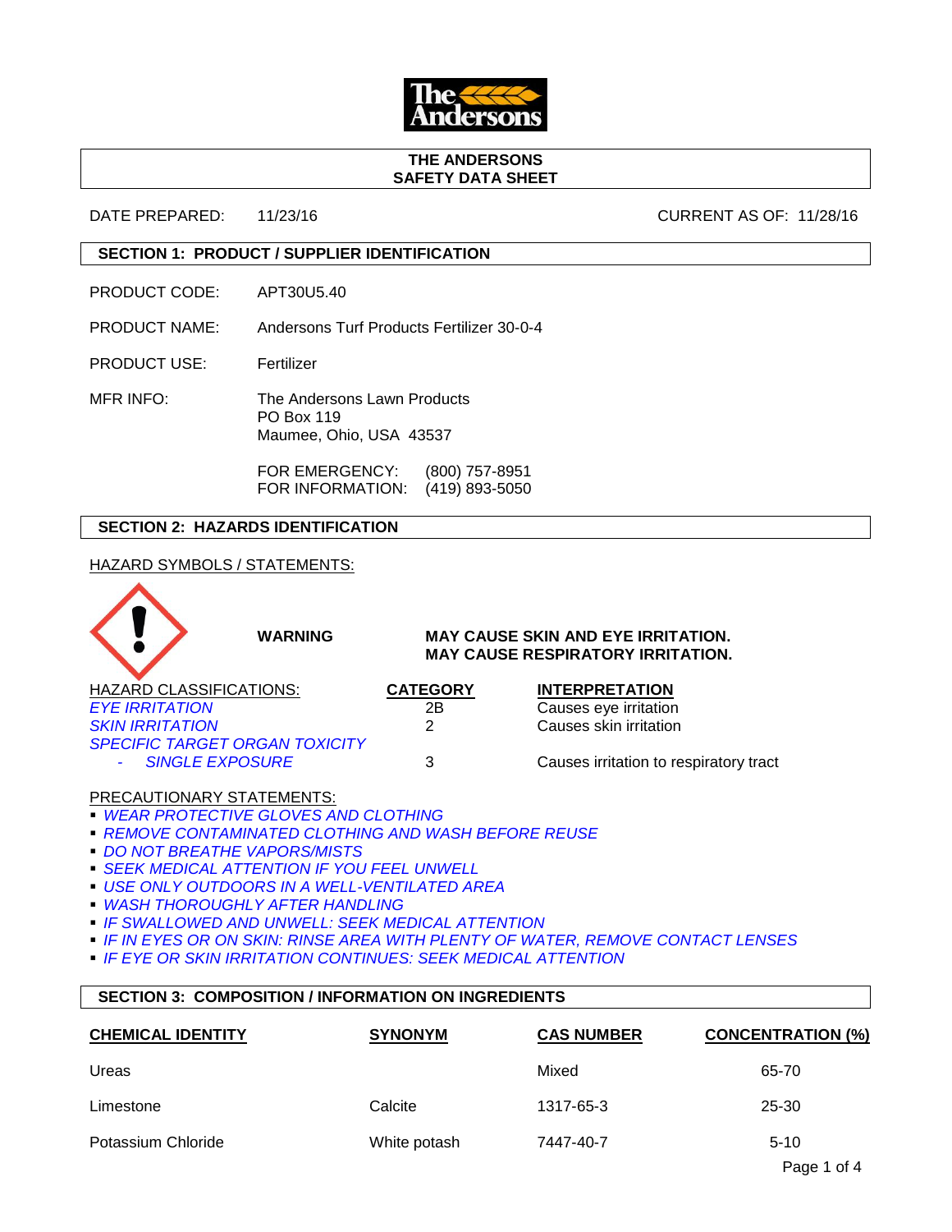# THE ANDERSONS
# SAFETY DATA SHEET

DATE PREPARED: 11/23/16 CURRENT AS OF: 11/28/16

## SECTION 1: PRODUCT / SUPPLIER IDENTIFICATION

PRODUCT CODE: APT30U5.40

PRODUCT NAME: Andersons Turf Products Fertilizer 30-0-4

PRODUCT USE: Fertilizer

MFR INFO: The Andersons Lawn Products
PO Box 119
Maumee, Ohio, USA 43537

FOR EMERGENCY: (800) 757-8951
FOR INFORMATION: (419) 893-5050

## SECTION 2: HAZARDS IDENTIFICATION

HAZARD SYMBOLS / STATEMENTS:

**WARNING**

**MAY CAUSE SKIN AND EYE IRRITATION.**
**MAY CAUSE RESPIRATORY IRRITATION.**

| HAZARD CLASSIFICATIONS: | CATEGORY | INTERPRETATION |
|---|---|---|
| *EYE IRRITATION* | 2B | Causes eye irritation |
| *SKIN IRRITATION* | 2 | Causes skin irritation |
| *SPECIFIC TARGET ORGAN TOXICITY - SINGLE EXPOSURE* | 3 | Causes irritation to respiratory tract |

PRECAUTIONARY STATEMENTS:

- *WEAR PROTECTIVE GLOVES AND CLOTHING*
- *REMOVE CONTAMINATED CLOTHING AND WASH BEFORE REUSE*
- *DO NOT BREATHE VAPORS/MISTS*
- *SEEK MEDICAL ATTENTION IF YOU FEEL UNWELL*
- *USE ONLY OUTDOORS IN A WELL-VENTILATED AREA*
- *WASH THOROUGHLY AFTER HANDLING*
- *IF SWALLOWED AND UNWELL: SEEK MEDICAL ATTENTION*
- *IF IN EYES OR ON SKIN: RINSE AREA WITH PLENTY OF WATER, REMOVE CONTACT LENSES*
- *IF EYE OR SKIN IRRITATION CONTINUES: SEEK MEDICAL ATTENTION*

## SECTION 3: COMPOSITION / INFORMATION ON INGREDIENTS

| CHEMICAL IDENTITY | SYNONYM | CAS NUMBER | CONCENTRATION (%) |
|---|---|---|---|
| Ureas | | Mixed | 65-70 |
| Limestone | Calcite | 1317-65-3 | 25-30 |
| Potassium Chloride | White potash | 7447-40-7 | 5-10 |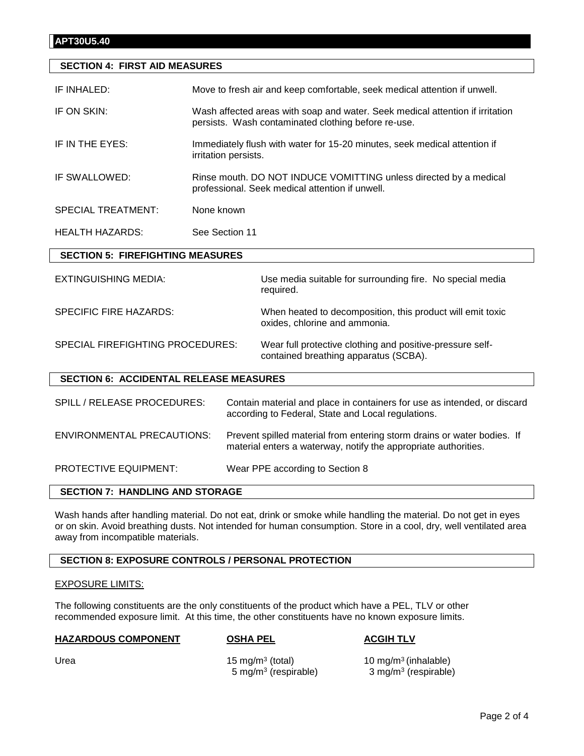## SECTION 4: FIRST AID MEASURES

| | |
|---|---|
| IF INHALED: | Move to fresh air and keep comfortable, seek medical attention if unwell. |
| IF ON SKIN: | Wash affected areas with soap and water. Seek medical attention if irritation persists. Wash contaminated clothing before re-use. |
| IF IN THE EYES: | Immediately flush with water for 15-20 minutes, seek medical attention if irritation persists. |
| IF SWALLOWED: | Rinse mouth. DO NOT INDUCE VOMITTING unless directed by a medical professional. Seek medical attention if unwell. |
| SPECIAL TREATMENT: | None known |
| HEALTH HAZARDS: | See Section 11 |

## SECTION 5: FIREFIGHTING MEASURES

| | |
|---|---|
| EXTINGUISHING MEDIA: | Use media suitable for surrounding fire. No special media required. |
| SPECIFIC FIRE HAZARDS: | When heated to decomposition, this product will emit toxic oxides, chlorine and ammonia. |
| SPECIAL FIREFIGHTING PROCEDURES: | Wear full protective clothing and positive-pressure self-contained breathing apparatus (SCBA). |

## SECTION 6: ACCIDENTAL RELEASE MEASURES

| | |
|---|---|
| SPILL / RELEASE PROCEDURES: | Contain material and place in containers for use as intended, or discard according to Federal, State and Local regulations. |
| ENVIRONMENTAL PRECAUTIONS: | Prevent spilled material from entering storm drains or water bodies. If material enters a waterway, notify the appropriate authorities. |
| PROTECTIVE EQUIPMENT: | Wear PPE according to Section 8 |

## SECTION 7: HANDLING AND STORAGE

Wash hands after handling material. Do not eat, drink or smoke while handling the material. Do not get in eyes or on skin. Avoid breathing dusts. Not intended for human consumption. Store in a cool, dry, well ventilated area away from incompatible materials.

## SECTION 8: EXPOSURE CONTROLS / PERSONAL PROTECTION

EXPOSURE LIMITS:

The following constituents are the only constituents of the product which have a PEL, TLV or other recommended exposure limit. At this time, the other constituents have no known exposure limits.

| HAZARDOUS COMPONENT | OSHA PEL | ACGIH TLV |
|---|---|---|
| Urea | 15 mg/m$^3$ (total)<br>5 mg/m$^3$ (respirable) | 10 mg/m$^3$ (inhalable)<br>3 mg/m$^3$ (respirable) |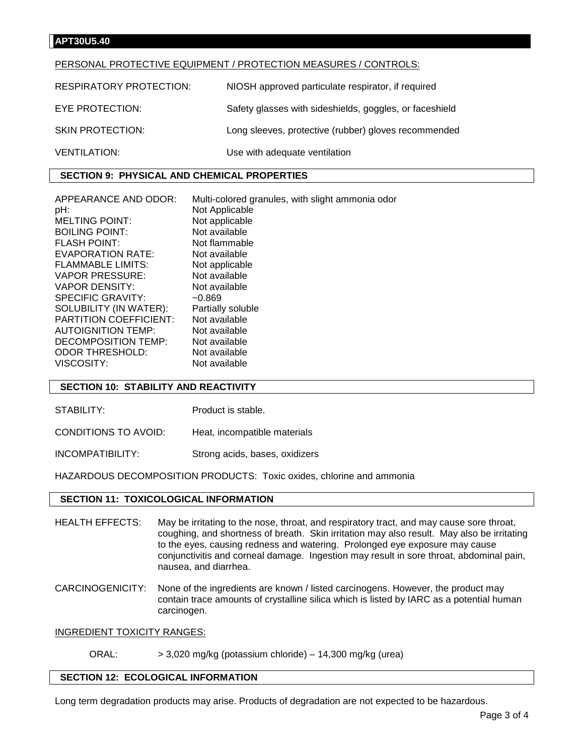**APT30U5.40**

PERSONAL PROTECTIVE EQUIPMENT / PROTECTION MEASURES / CONTROLS:

| | |
|---|---|
| RESPIRATORY PROTECTION: | NIOSH approved particulate respirator, if required |
| EYE PROTECTION: | Safety glasses with sideshields, goggles, or faceshield |
| SKIN PROTECTION: | Long sleeves, protective (rubber) gloves recommended |
| VENTILATION: | Use with adequate ventilation |

## SECTION 9: PHYSICAL AND CHEMICAL PROPERTIES

| | |
|---|---|
| APPEARANCE AND ODOR: | Multi-colored granules, with slight ammonia odor |
| pH: | Not Applicable |
| MELTING POINT: | Not applicable |
| BOILING POINT: | Not available |
| FLASH POINT: | Not flammable |
| EVAPORATION RATE: | Not available |
| FLAMMABLE LIMITS: | Not applicable |
| VAPOR PRESSURE: | Not available |
| VAPOR DENSITY: | Not available |
| SPECIFIC GRAVITY: | ~0.869 |
| SOLUBILITY (IN WATER): | Partially soluble |
| PARTITION COEFFICIENT: | Not available |
| AUTOIGNITION TEMP: | Not available |
| DECOMPOSITION TEMP: | Not available |
| ODOR THRESHOLD: | Not available |
| VISCOSITY: | Not available |

## SECTION 10: STABILITY AND REACTIVITY

| | |
|---|---|
| STABILITY: | Product is stable. |
| CONDITIONS TO AVOID: | Heat, incompatible materials |
| INCOMPATIBILITY: | Strong acids, bases, oxidizers |

HAZARDOUS DECOMPOSITION PRODUCTS: Toxic oxides, chlorine and ammonia

## SECTION 11: TOXICOLOGICAL INFORMATION

HEALTH EFFECTS: May be irritating to the nose, throat, and respiratory tract, and may cause sore throat, coughing, and shortness of breath. Skin irritation may also result. May also be irritating to the eyes, causing redness and watering. Prolonged eye exposure may cause conjunctivitis and corneal damage. Ingestion may result in sore throat, abdominal pain, nausea, and diarrhea.

CARCINOGENICITY: None of the ingredients are known / listed carcinogens. However, the product may contain trace amounts of crystalline silica which is listed by IARC as a potential human carcinogen.

INGREDIENT TOXICITY RANGES:

ORAL: > 3,020 mg/kg (potassium chloride) – 14,300 mg/kg (urea)

## SECTION 12: ECOLOGICAL INFORMATION

Long term degradation products may arise. Products of degradation are not expected to be hazardous.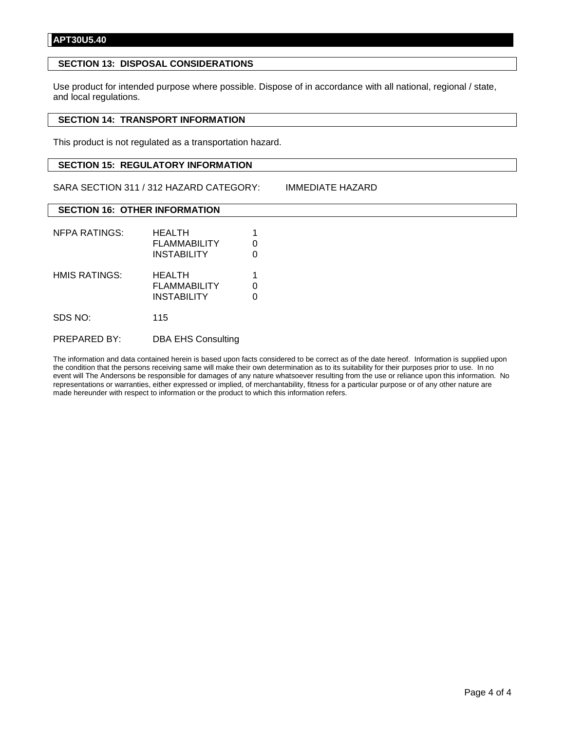## SECTION 13: DISPOSAL CONSIDERATIONS

Use product for intended purpose where possible. Dispose of in accordance with all national, regional / state, and local regulations.

## SECTION 14: TRANSPORT INFORMATION

This product is not regulated as a transportation hazard.

## SECTION 15: REGULATORY INFORMATION

SARA SECTION 311 / 312 HAZARD CATEGORY: IMMEDIATE HAZARD

## SECTION 16: OTHER INFORMATION

| | | |
|---|---|---|
| NFPA RATINGS: | HEALTH | 1 |
| | FLAMMABILITY | 0 |
| | INSTABILITY | 0 |
| HMIS RATINGS: | HEALTH | 1 |
| | FLAMMABILITY | 0 |
| | INSTABILITY | 0 |

SDS NO: 115

PREPARED BY: DBA EHS Consulting

The information and data contained herein is based upon facts considered to be correct as of the date hereof. Information is supplied upon the condition that the persons receiving same will make their own determination as to its suitability for their purposes prior to use. In no event will The Andersons be responsible for damages of any nature whatsoever resulting from the use or reliance upon this information. No representations or warranties, either expressed or implied, of merchantability, fitness for a particular purpose or of any other nature are made hereunder with respect to information or the product to which this information refers.